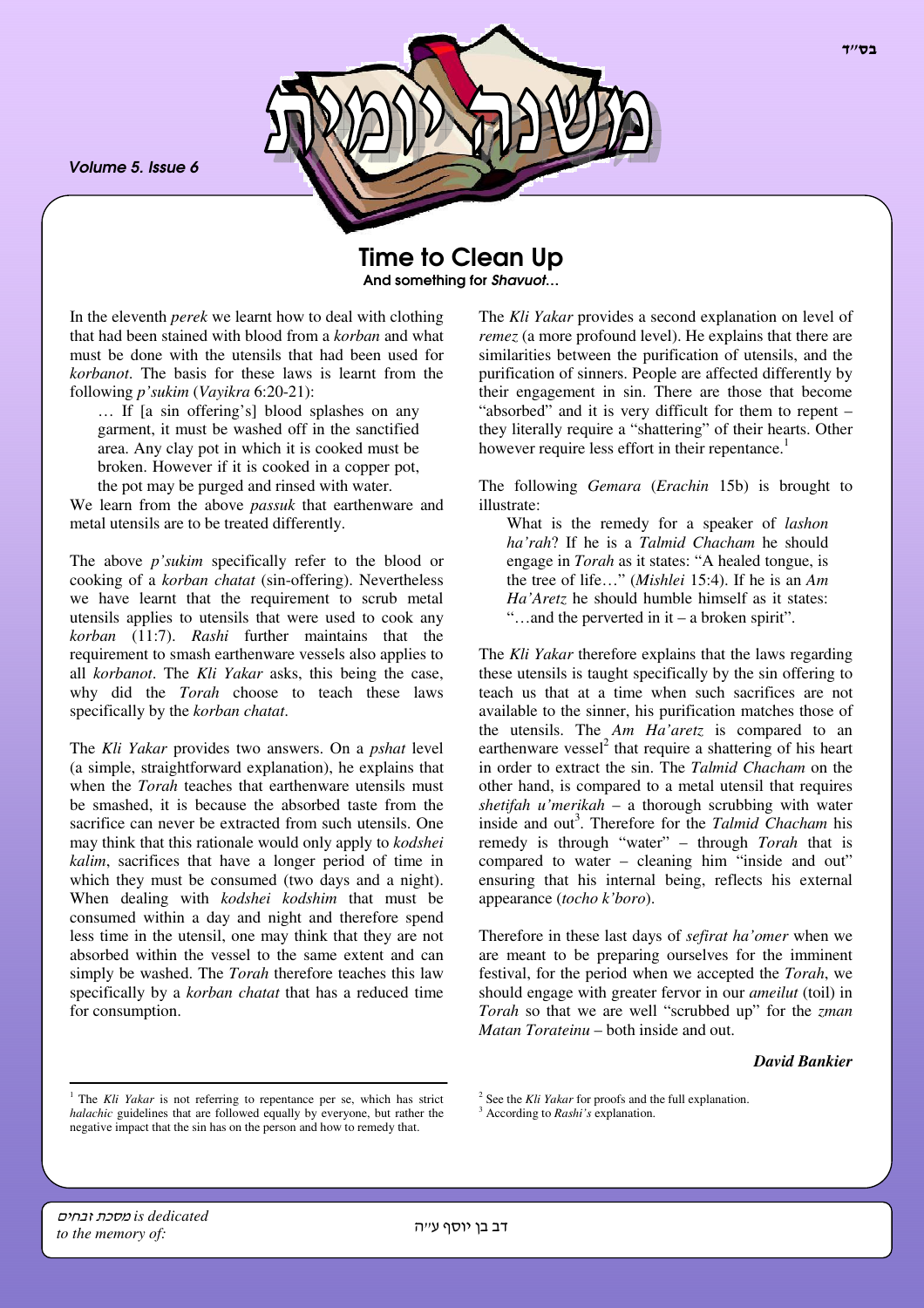# Time to Clean Up

**And something for *Shavuot*…**

In the eleventh *perek* we learnt how to deal with clothing that had been stained with blood from a *korban* and what must be done with the utensils that had been used for *korbanot*. The basis for these laws is learnt from the following *p'sukim* (*Vayikra* 6:20-21):

> … If [a sin offering's] blood splashes on any garment, it must be washed off in the sanctified area. Any clay pot in which it is cooked must be broken. However if it is cooked in a copper pot, the pot may be purged and rinsed with water.

We learn from the above *passuk* that earthenware and metal utensils are to be treated differently.

The above *p'sukim* specifically refer to the blood or cooking of a *korban chatat* (sin-offering). Nevertheless we have learnt that the requirement to scrub metal utensils applies to utensils that were used to cook any *korban* (11:7). *Rashi* further maintains that the requirement to smash earthenware vessels also applies to all *korbanot*. The *Kli Yakar* asks, this being the case, why did the *Torah* choose to teach these laws specifically by the *korban chatat*.

The *Kli Yakar* provides two answers. On a *pshat* level (a simple, straightforward explanation), he explains that when the *Torah* teaches that earthenware utensils must be smashed, it is because the absorbed taste from the sacrifice can never be extracted from such utensils. One may think that this rationale would only apply to *kodshei kalim*, sacrifices that have a longer period of time in which they must be consumed (two days and a night). When dealing with *kodshei kodshim* that must be consumed within a day and night and therefore spend less time in the utensil, one may think that they are not absorbed within the vessel to the same extent and can simply be washed. The *Torah* therefore teaches this law specifically by a *korban chatat* that has a reduced time for consumption.

The *Kli Yakar* provides a second explanation on level of *remez* (a more profound level). He explains that there are similarities between the purification of utensils, and the purification of sinners. People are affected differently by their engagement in sin. There are those that become "absorbed" and it is very difficult for them to repent – they literally require a "shattering" of their hearts. Other however require less effort in their repentance.[1]

The following *Gemara* (*Erachin* 15b) is brought to illustrate:

> What is the remedy for a speaker of *lashon ha'rah*? If he is a *Talmid Chacham* he should engage in *Torah* as it states: "A healed tongue, is the tree of life…" (*Mishlei* 15:4). If he is an *Am Ha'Aretz* he should humble himself as it states: "…and the perverted in it – a broken spirit".

The *Kli Yakar* therefore explains that the laws regarding these utensils is taught specifically by the sin offering to teach us that at a time when such sacrifices are not available to the sinner, his purification matches those of the utensils. The *Am Ha'aretz* is compared to an earthenware vessel[2] that require a shattering of his heart in order to extract the sin. The *Talmid Chacham* on the other hand, is compared to a metal utensil that requires *shetifah u'merikah* – a thorough scrubbing with water inside and out[3]. Therefore for the *Talmid Chacham* his remedy is through "water" – through *Torah* that is compared to water – cleaning him "inside and out" ensuring that his internal being, reflects his external appearance (*tocho k'boro*).

Therefore in these last days of *sefirat ha'omer* when we are meant to be preparing ourselves for the imminent festival, for the period when we accepted the *Torah*, we should engage with greater fervor in our *ameilut* (toil) in *Torah* so that we are well "scrubbed up" for the *zman Matan Torateinu* – both inside and out.

***David Bankier***

---

[1] The *Kli Yakar* is not referring to repentance per se, which has strict *halachic* guidelines that are followed equally by everyone, but rather the negative impact that the sin has on the person and how to remedy that.

[2] See the *Kli Yakar* for proofs and the full explanation.

[3] According to *Rashi's* explanation.

*מסכת זבחים is dedicated to the memory of:*

דב בן יוסף ע"ה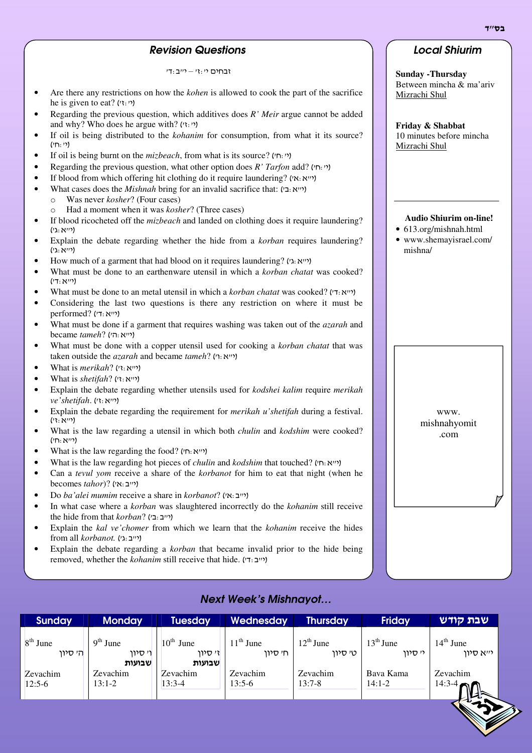## Revision Questions

זבחים י׳:ז׳ – י״ב:ד׳

- Are there any restrictions on how the *kohen* is allowed to cook the part of the sacrifice he is given to eat? (י׳:ז׳)
- Regarding the previous question, which additives does *R' Meir* argue cannot be added and why? Who does he argue with? (י׳:ז׳)
- If oil is being distributed to the *kohanim* for consumption, from what it its source? (י׳:ח׳)
- If oil is being burnt on the *mizbeach*, from what is its source? (י׳:ח׳)
- Regarding the previous question, what other option does *R' Tarfon* add? (י׳:ח׳)
- If blood from which offering hit clothing do it require laundering? (י״א:א׳)
- What cases does the *Mishnah* bring for an invalid sacrifice that: (י״א:ב׳)
  - Was never *kosher*? (Four cases)
  - Had a moment when it was *kosher*? (Three cases)
- If blood ricocheted off the *mizbeach* and landed on clothing does it require laundering? (י״א:ג׳)
- Explain the debate regarding whether the hide from a *korban* requires laundering? (י״א:ג׳)
- How much of a garment that had blood on it requires laundering? (י״א:ג׳)
- What must be done to an earthenware utensil in which a *korban chatat* was cooked? (י״א:ד׳)
- What must be done to an metal utensil in which a *korban chatat* was cooked? (י״א:ד׳)
- Considering the last two questions is there any restriction on where it must be performed? (י״א:ד׳)
- What must be done if a garment that requires washing was taken out of the *azarah* and became *tameh*? (י״א:ה׳)
- What must be done with a copper utensil used for cooking a *korban chatat* that was taken outside the *azarah* and became *tameh*? (י״א:ו׳)
- What is *merikah*? (י״א:ז׳)
- What is *shetifah*? (י״א:ז׳)
- Explain the debate regarding whether utensils used for *kodshei kalim* require *merikah ve'shetifah*. (י״א:ז׳)
- Explain the debate regarding the requirement for *merikah u'shetifah* during a festival. (י״א:ז׳)
- What is the law regarding a utensil in which both *chulin* and *kodshim* were cooked? (י״א:ח׳)
- What is the law regarding the food? (י״א:ח׳)
- What is the law regarding hot pieces of *chulin* and *kodshim* that touched? (י״א:ח׳)
- Can a *tevul yom* receive a share of the *korbanot* for him to eat that night (when he becomes *tahor*)? (י״ב:א׳)
- Do *ba'alei mumim* receive a share in *korbanot*? (י״ב:א׳)
- In what case where a *korban* was slaughtered incorrectly do the *kohanim* still receive the hide from that *korban*? (י״ב:ב׳)
- Explain the *kal ve'chomer* from which we learn that the *kohanim* receive the hides from all *korbanot.* (י״ב:ג׳)
- Explain the debate regarding a *korban* that became invalid prior to the hide being removed, whether the *kohanim* still receive that hide. (י״ב:ד׳)

## Local Shiurim

**Sunday -Thursday**
Between mincha & ma'ariv
Mizrachi Shul

**Friday & Shabbat**
10 minutes before mincha
Mizrachi Shul

**Audio Shiurim on-line!**

- 613.org/mishnah.html
- www.shemayisrael.com/mishna/

www.mishnahyomit.com

## Next Week's Mishnayot...

| Sunday | Monday | Tuesday | Wednesday | Thursday | Friday | שבת קודש |
|---|---|---|---|---|---|---|
| 8th June<br>ה׳ סיון | 9th June<br>ו׳ סיון<br>שבועות | 10th June<br>ז׳ סיון<br>שבועות | 11th June<br>ח׳ סיון | 12th June<br>ט׳ סיון | 13th June<br>י׳ סיון | 14th June<br>י״א סיון |
| Zevachim 12:5-6 | Zevachim 13:1-2 | Zevachim 13:3-4 | Zevachim 13:5-6 | Zevachim 13:7-8 | Bava Kama 14:1-2 | Zevachim 14:3-4 |